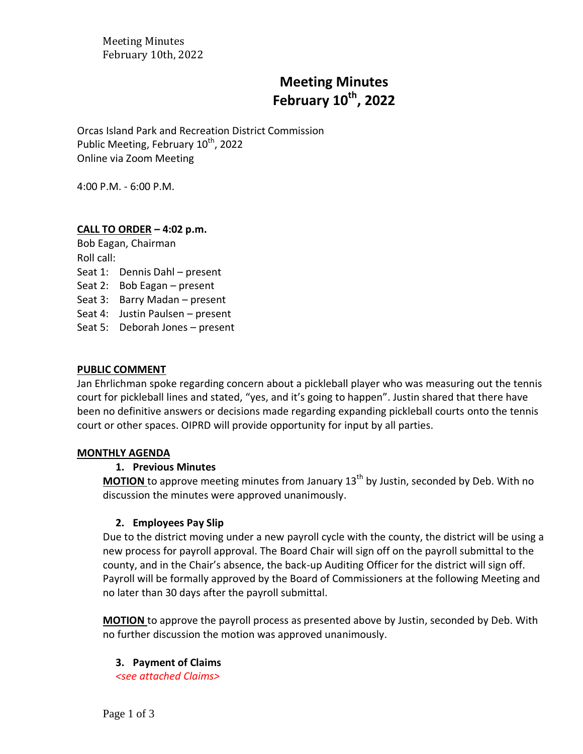# Meeting Minutes
# February 10th, 2022

Orcas Island Park and Recreation District Commission
Public Meeting, February 10th, 2022
Online via Zoom Meeting

4:00 P.M. - 6:00 P.M.

**CALL TO ORDER – 4:02 p.m.**

Bob Eagan, Chairman
Roll call:
Seat 1: Dennis Dahl – present
Seat 2: Bob Eagan – present
Seat 3: Barry Madan – present
Seat 4: Justin Paulsen – present
Seat 5: Deborah Jones – present

**PUBLIC COMMENT**

Jan Ehrlichman spoke regarding concern about a pickleball player who was measuring out the tennis court for pickleball lines and stated, "yes, and it's going to happen". Justin shared that there have been no definitive answers or decisions made regarding expanding pickleball courts onto the tennis court or other spaces. OIPRD will provide opportunity for input by all parties.

**MONTHLY AGENDA**

1. **Previous Minutes**

**MOTION** to approve meeting minutes from January 13th by Justin, seconded by Deb. With no discussion the minutes were approved unanimously.

2. **Employees Pay Slip**

Due to the district moving under a new payroll cycle with the county, the district will be using a new process for payroll approval. The Board Chair will sign off on the payroll submittal to the county, and in the Chair's absence, the back-up Auditing Officer for the district will sign off. Payroll will be formally approved by the Board of Commissioners at the following Meeting and no later than 30 days after the payroll submittal.

**MOTION** to approve the payroll process as presented above by Justin, seconded by Deb. With no further discussion the motion was approved unanimously.

3. **Payment of Claims**

*<see attached Claims>*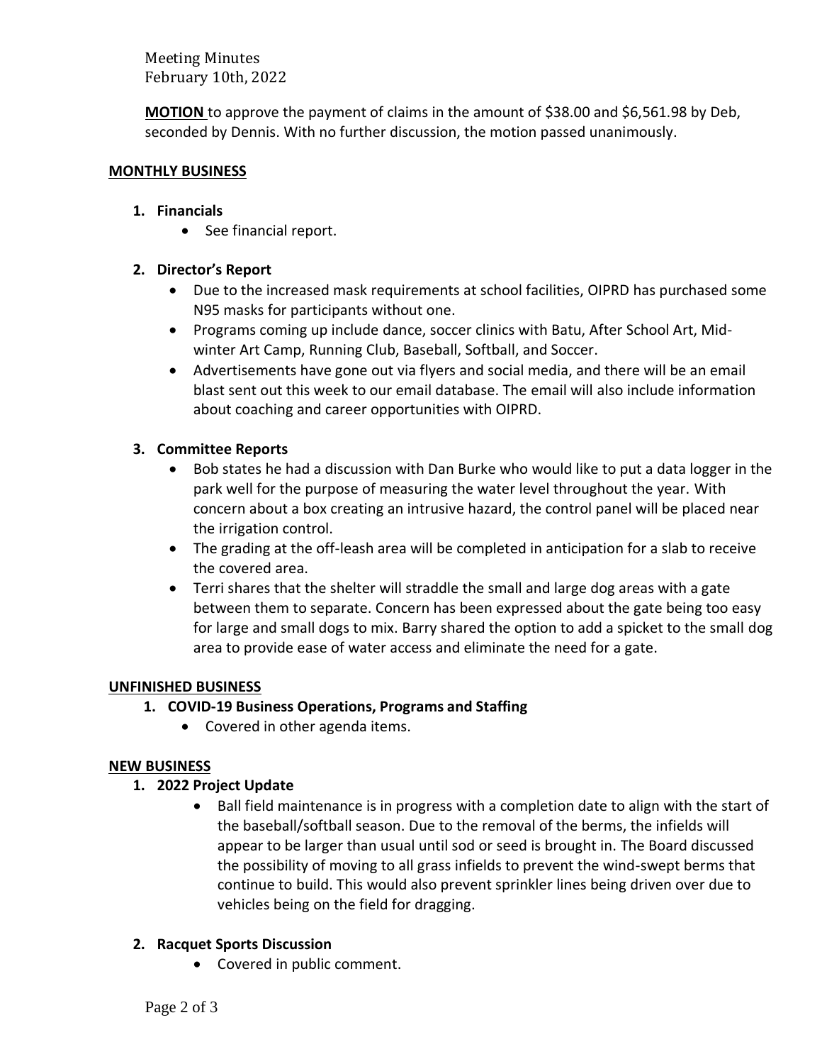Meeting Minutes
February 10th, 2022

**MOTION** to approve the payment of claims in the amount of $38.00 and $6,561.98 by Deb, seconded by Dennis. With no further discussion, the motion passed unanimously.

## MONTHLY BUSINESS

1. **Financials**
    - See financial report.

2. **Director's Report**
    - Due to the increased mask requirements at school facilities, OIPRD has purchased some N95 masks for participants without one.
    - Programs coming up include dance, soccer clinics with Batu, After School Art, Mid-winter Art Camp, Running Club, Baseball, Softball, and Soccer.
    - Advertisements have gone out via flyers and social media, and there will be an email blast sent out this week to our email database. The email will also include information about coaching and career opportunities with OIPRD.

3. **Committee Reports**
    - Bob states he had a discussion with Dan Burke who would like to put a data logger in the park well for the purpose of measuring the water level throughout the year. With concern about a box creating an intrusive hazard, the control panel will be placed near the irrigation control.
    - The grading at the off-leash area will be completed in anticipation for a slab to receive the covered area.
    - Terri shares that the shelter will straddle the small and large dog areas with a gate between them to separate. Concern has been expressed about the gate being too easy for large and small dogs to mix. Barry shared the option to add a spicket to the small dog area to provide ease of water access and eliminate the need for a gate.

## UNFINISHED BUSINESS

1. **COVID-19 Business Operations, Programs and Staffing**
    - Covered in other agenda items.

## NEW BUSINESS

1. **2022 Project Update**
    - Ball field maintenance is in progress with a completion date to align with the start of the baseball/softball season. Due to the removal of the berms, the infields will appear to be larger than usual until sod or seed is brought in. The Board discussed the possibility of moving to all grass infields to prevent the wind-swept berms that continue to build. This would also prevent sprinkler lines being driven over due to vehicles being on the field for dragging.

2. **Racquet Sports Discussion**
    - Covered in public comment.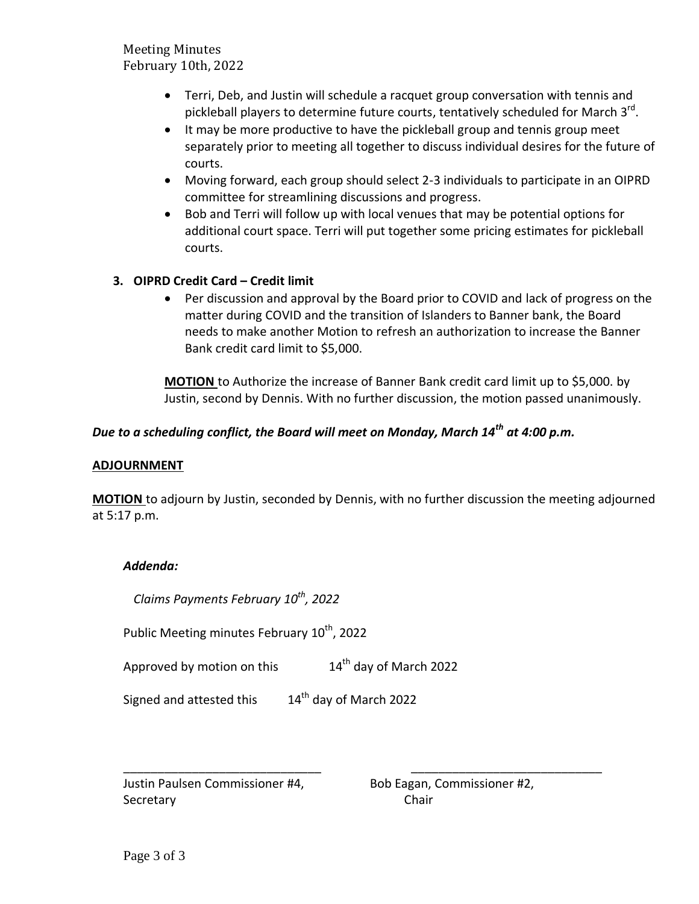- Terri, Deb, and Justin will schedule a racquet group conversation with tennis and pickleball players to determine future courts, tentatively scheduled for March 3rd.
- It may be more productive to have the pickleball group and tennis group meet separately prior to meeting all together to discuss individual desires for the future of courts.
- Moving forward, each group should select 2-3 individuals to participate in an OIPRD committee for streamlining discussions and progress.
- Bob and Terri will follow up with local venues that may be potential options for additional court space. Terri will put together some pricing estimates for pickleball courts.

**3. OIPRD Credit Card – Credit limit**

- Per discussion and approval by the Board prior to COVID and lack of progress on the matter during COVID and the transition of Islanders to Banner bank, the Board needs to make another Motion to refresh an authorization to increase the Banner Bank credit card limit to $5,000.

**MOTION** to Authorize the increase of Banner Bank credit card limit up to $5,000. by Justin, second by Dennis. With no further discussion, the motion passed unanimously.

***Due to a scheduling conflict, the Board will meet on Monday, March 14th at 4:00 p.m.***

**ADJOURNMENT**

**MOTION** to adjourn by Justin, seconded by Dennis, with no further discussion the meeting adjourned at 5:17 p.m.

***Addenda:***

*Claims Payments February 10th, 2022*

Public Meeting minutes February 10th, 2022

Approved by motion on this 14th day of March 2022

Signed and attested this 14th day of March 2022

_____________________________ _____________________________

Justin Paulsen Commissioner #4, Secretary

Bob Eagan, Commissioner #2, Chair